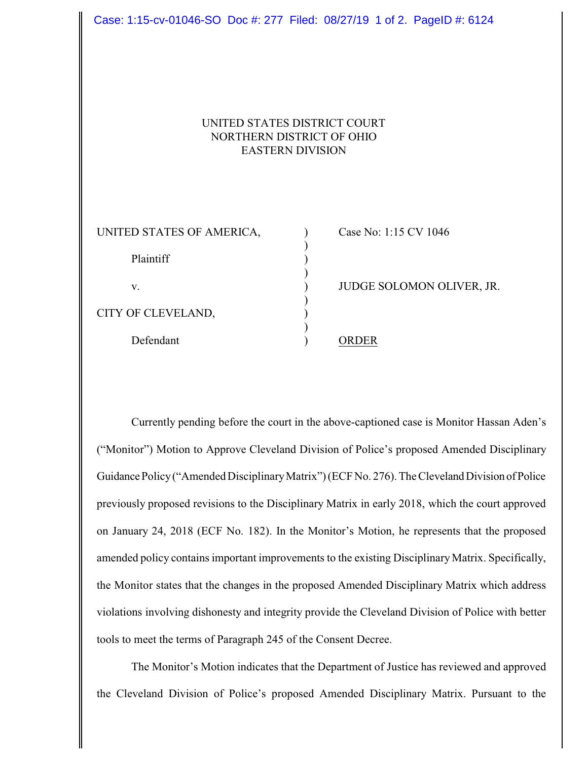UNITED STATES DISTRICT COURT
NORTHERN DISTRICT OF OHIO
EASTERN DIVISION

| | | |
|---|---|---|
| UNITED STATES OF AMERICA, | ) | Case No: 1:15 CV 1046 |
| Plaintiff | ) | |
| v. | ) | JUDGE SOLOMON OLIVER, JR. |
| CITY OF CLEVELAND, | ) | |
| Defendant | ) | ORDER |

Currently pending before the court in the above-captioned case is Monitor Hassan Aden's ("Monitor") Motion to Approve Cleveland Division of Police's proposed Amended Disciplinary Guidance Policy ("Amended Disciplinary Matrix") (ECF No. 276). The Cleveland Division of Police previously proposed revisions to the Disciplinary Matrix in early 2018, which the court approved on January 24, 2018 (ECF No. 182). In the Monitor's Motion, he represents that the proposed amended policy contains important improvements to the existing Disciplinary Matrix. Specifically, the Monitor states that the changes in the proposed Amended Disciplinary Matrix which address violations involving dishonesty and integrity provide the Cleveland Division of Police with better tools to meet the terms of Paragraph 245 of the Consent Decree.

The Monitor's Motion indicates that the Department of Justice has reviewed and approved the Cleveland Division of Police's proposed Amended Disciplinary Matrix. Pursuant to the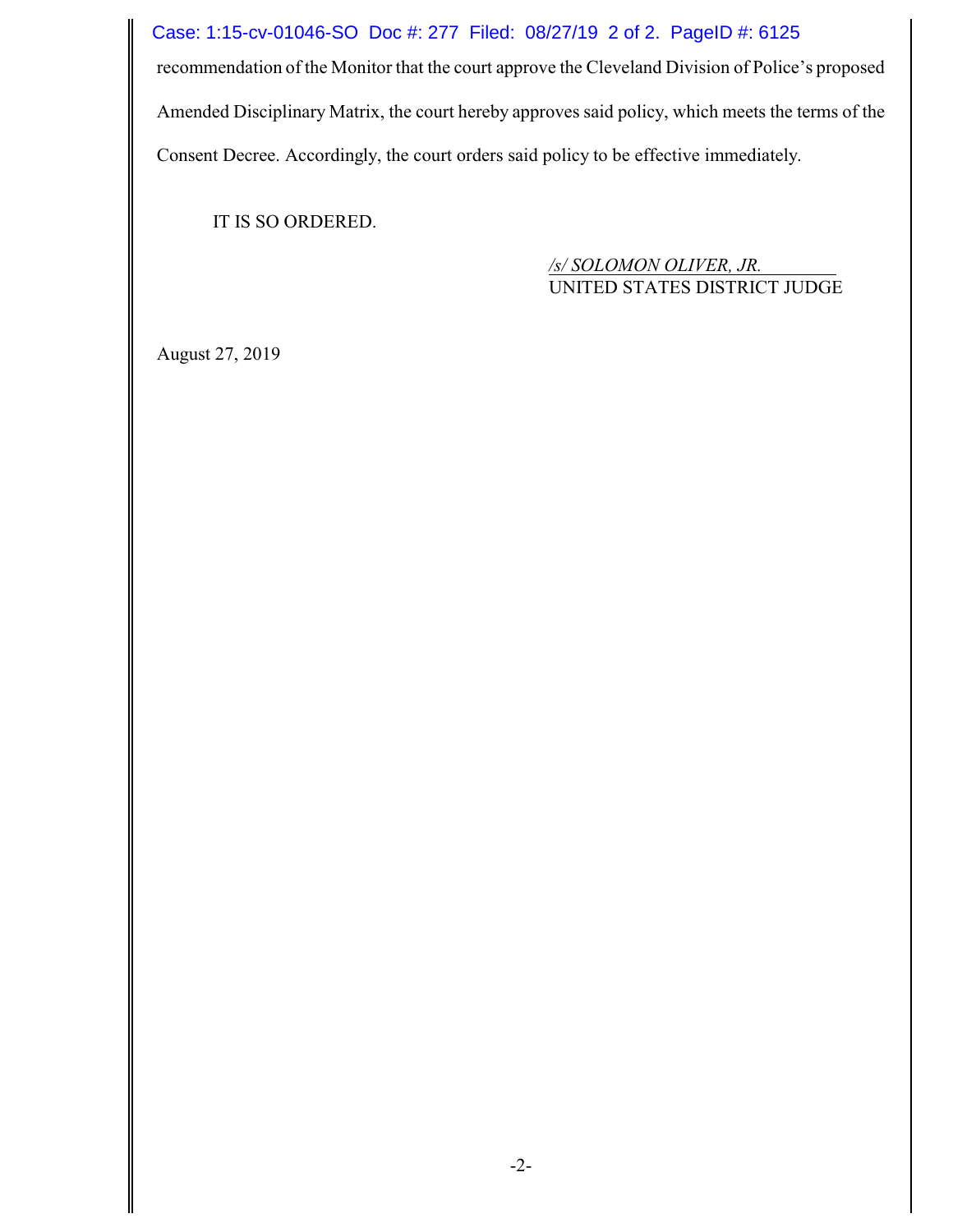recommendation of the Monitor that the court approve the Cleveland Division of Police's proposed Amended Disciplinary Matrix, the court hereby approves said policy, which meets the terms of the Consent Decree. Accordingly, the court orders said policy to be effective immediately.

IT IS SO ORDERED.

*/s/ SOLOMON OLIVER, JR.*
UNITED STATES DISTRICT JUDGE

August 27, 2019